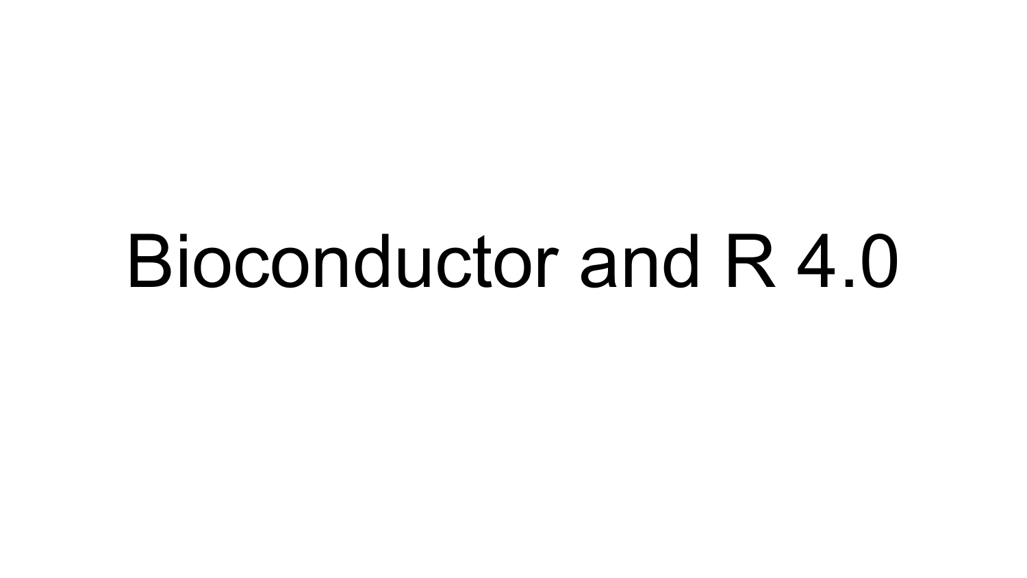# Bioconductor and R 4.0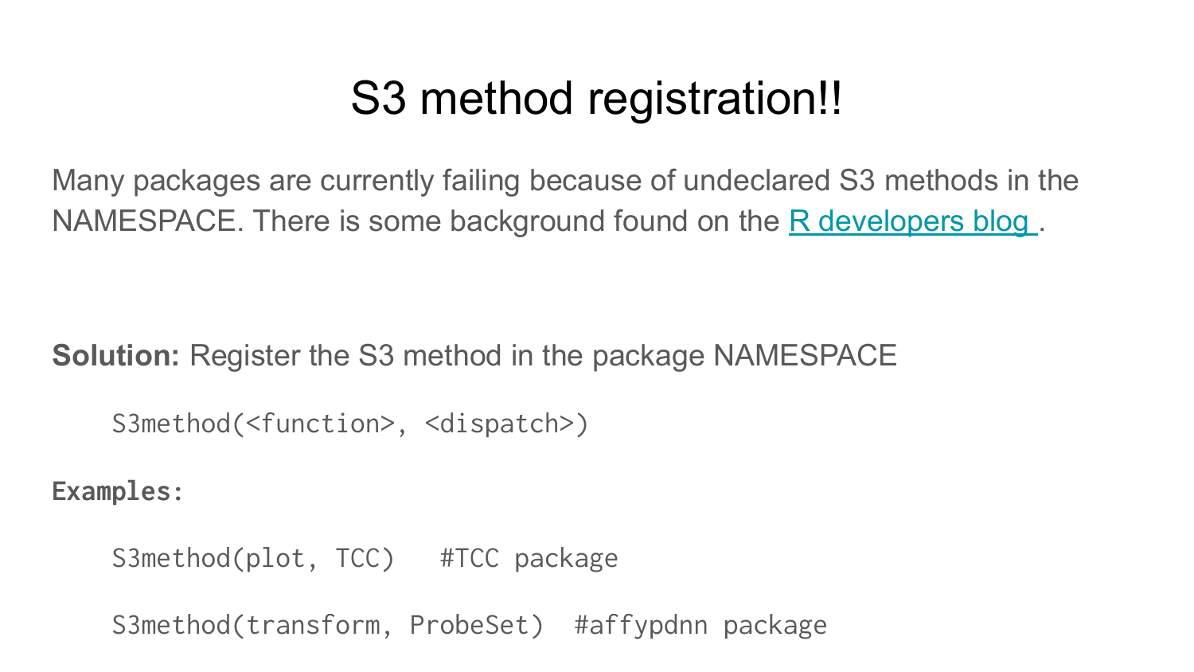# S3 method registration!!

Many packages are currently failing because of undeclared S3 methods in the NAMESPACE. There is some background found on the R developers blog .

**Solution:** Register the S3 method in the package NAMESPACE

```
S3method(<function>, <dispatch>)
```

**Examples:**

```
S3method(plot, TCC)   #TCC package

S3method(transform, ProbeSet)  #affypdnn package
```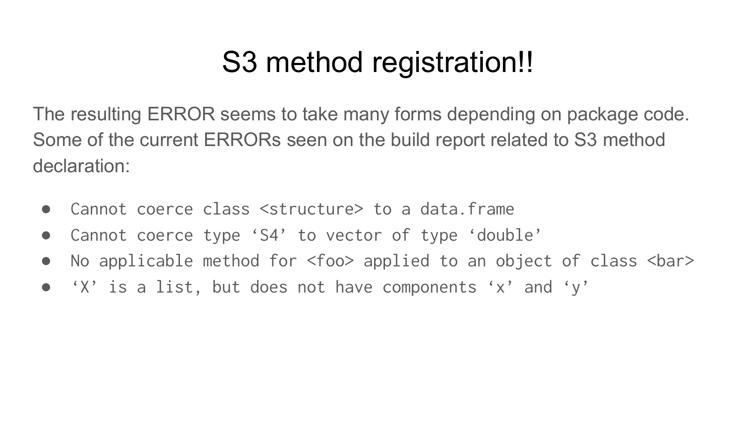# S3 method registration!!

The resulting ERROR seems to take many forms depending on package code. Some of the current ERRORs seen on the build report related to S3 method declaration:

- `Cannot coerce class <structure> to a data.frame`
- `Cannot coerce type ‘S4’ to vector of type ‘double’`
- `No applicable method for <foo> applied to an object of class <bar>`
- `‘X’ is a list, but does not have components ‘x’ and ‘y’`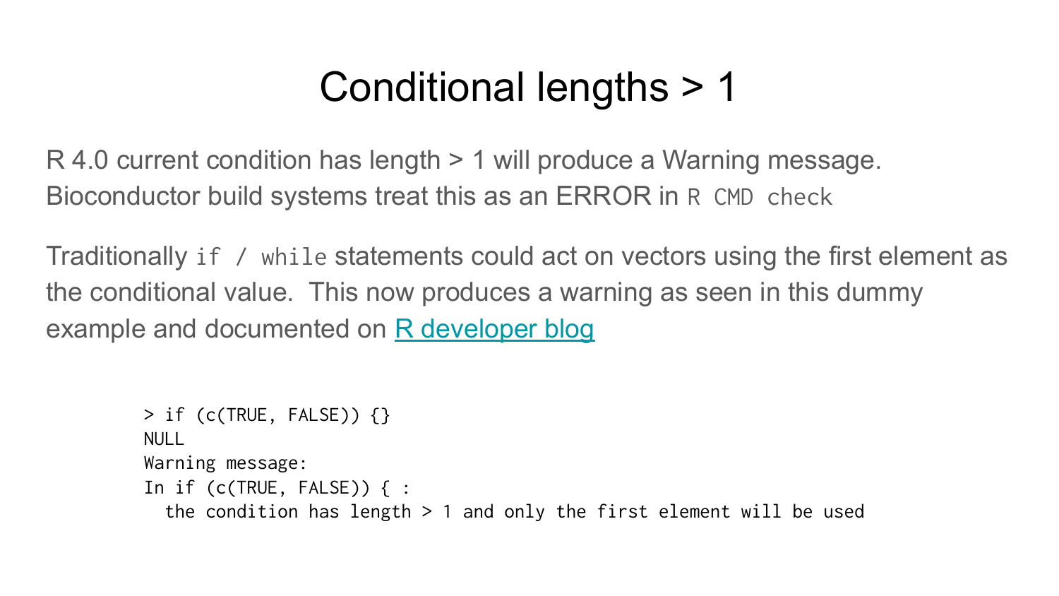# Conditional lengths > 1

R 4.0 current condition has length > 1 will produce a Warning message. Bioconductor build systems treat this as an ERROR in `R CMD check`

Traditionally `if / while` statements could act on vectors using the first element as the conditional value. This now produces a warning as seen in this dummy example and documented on [R developer blog]

```
> if (c(TRUE, FALSE)) {}
NULL
Warning message:
In if (c(TRUE, FALSE)) { :
  the condition has length > 1 and only the first element will be used
```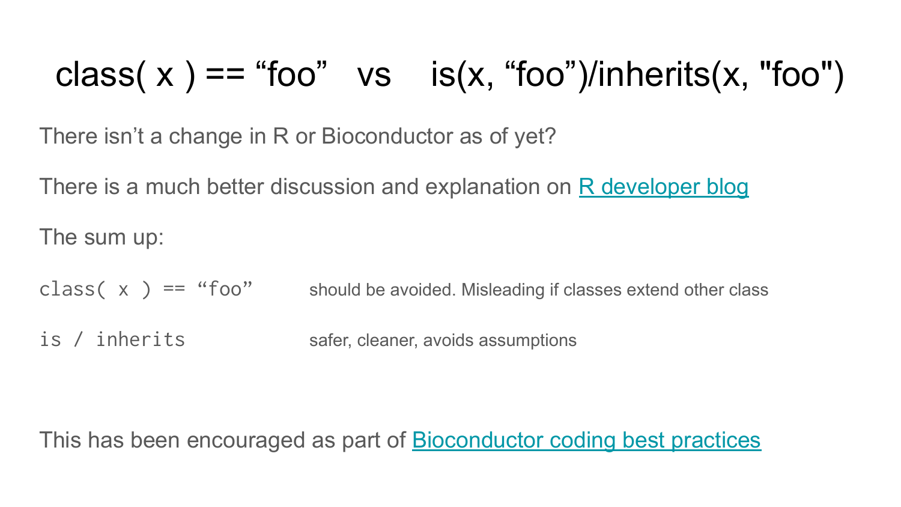# class( x ) == “foo” vs is(x, “foo”)/inherits(x, "foo")

There isn’t a change in R or Bioconductor as of yet?

There is a much better discussion and explanation on [R developer blog]()

The sum up:

| | |
|---|---|
| `class( x ) == “foo”` | should be avoided. Misleading if classes extend other class |
| `is / inherits` | safer, cleaner, avoids assumptions |

This has been encouraged as part of [Bioconductor coding best practices]()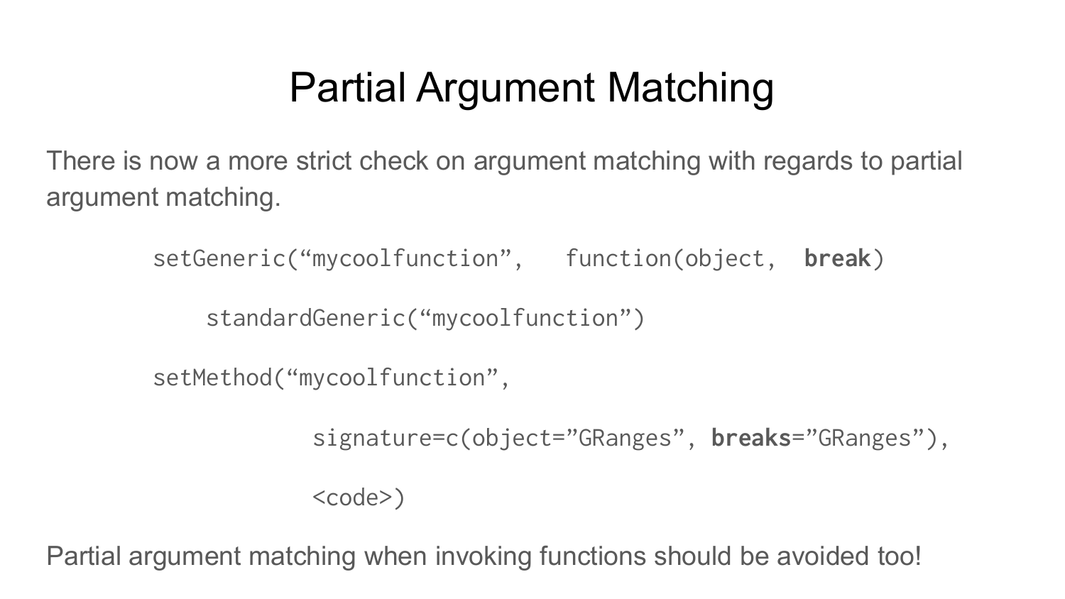# Partial Argument Matching

There is now a more strict check on argument matching with regards to partial argument matching.

```
setGeneric(“mycoolfunction”,   function(object,  break)

    standardGeneric(“mycoolfunction”)

setMethod(“mycoolfunction”,

              signature=c(object=”GRanges”, breaks=”GRanges”),

              <code>)
```

Partial argument matching when invoking functions should be avoided too!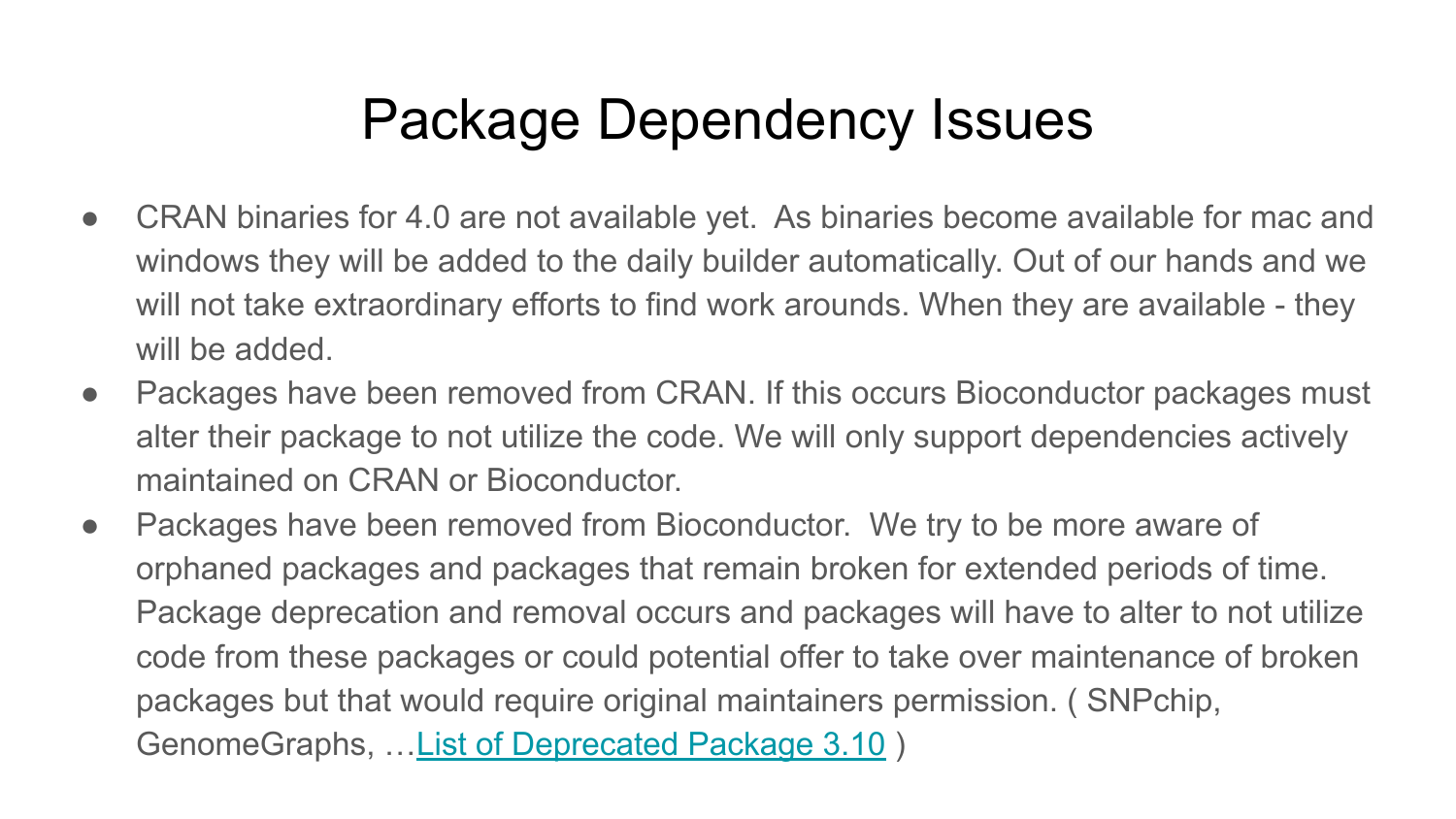# Package Dependency Issues

- CRAN binaries for 4.0 are not available yet. As binaries become available for mac and windows they will be added to the daily builder automatically. Out of our hands and we will not take extraordinary efforts to find work arounds. When they are available - they will be added.
- Packages have been removed from CRAN. If this occurs Bioconductor packages must alter their package to not utilize the code. We will only support dependencies actively maintained on CRAN or Bioconductor.
- Packages have been removed from Bioconductor. We try to be more aware of orphaned packages and packages that remain broken for extended periods of time. Package deprecation and removal occurs and packages will have to alter to not utilize code from these packages or could potential offer to take over maintenance of broken packages but that would require original maintainers permission. ( SNPchip, GenomeGraphs, …List of Deprecated Package 3.10 )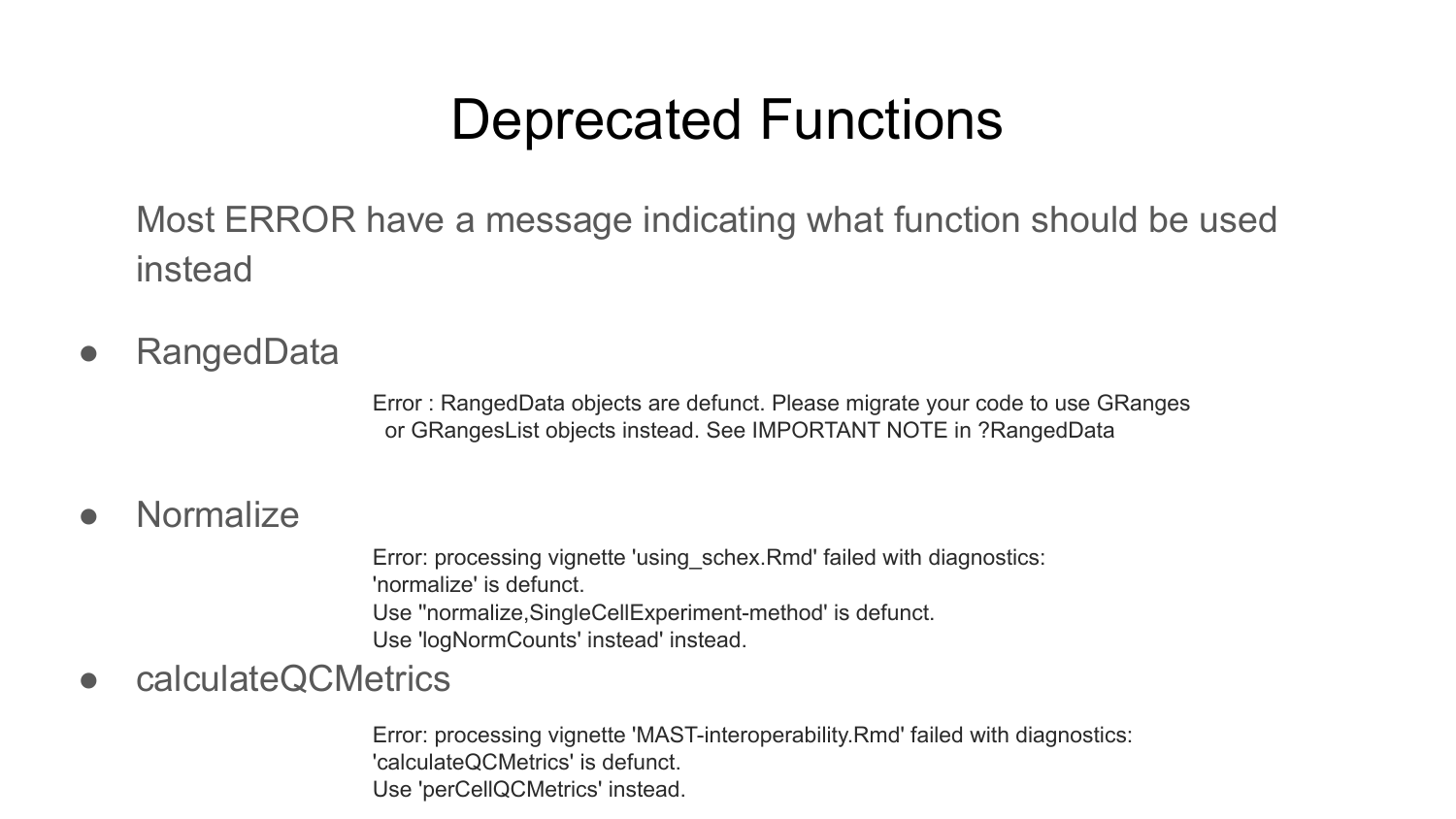# Deprecated Functions

Most ERROR have a message indicating what function should be used instead

- RangedData

```
Error : RangedData objects are defunct. Please migrate your code to use GRanges
  or GRangesList objects instead. See IMPORTANT NOTE in ?RangedData
```

- Normalize

```
Error: processing vignette 'using_schex.Rmd' failed with diagnostics:
'normalize' is defunct.
Use ''normalize,SingleCellExperiment-method' is defunct.
Use 'logNormCounts' instead' instead.
```

- calculateQCMetrics

```
Error: processing vignette 'MAST-interoperability.Rmd' failed with diagnostics:
'calculateQCMetrics' is defunct.
Use 'perCellQCMetrics' instead.
```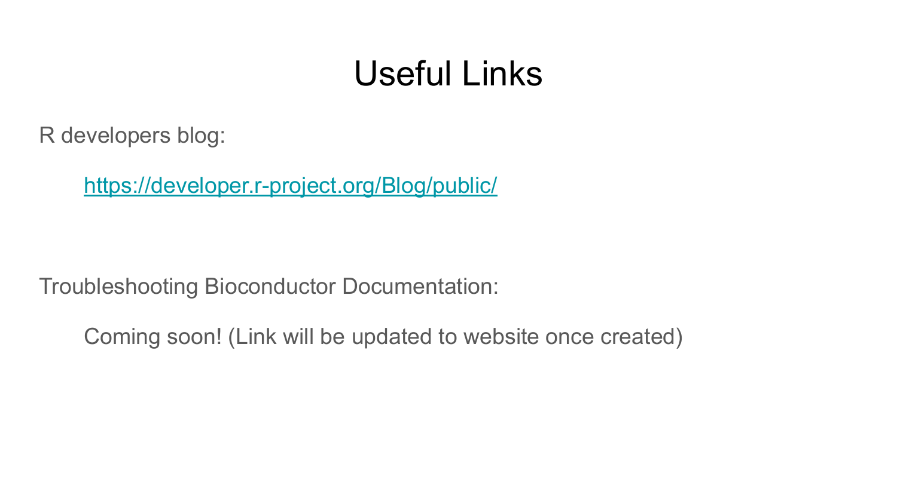# Useful Links

R developers blog:

[https://developer.r-project.org/Blog/public/](https://developer.r-project.org/Blog/public/)

Troubleshooting Bioconductor Documentation:

Coming soon! (Link will be updated to website once created)